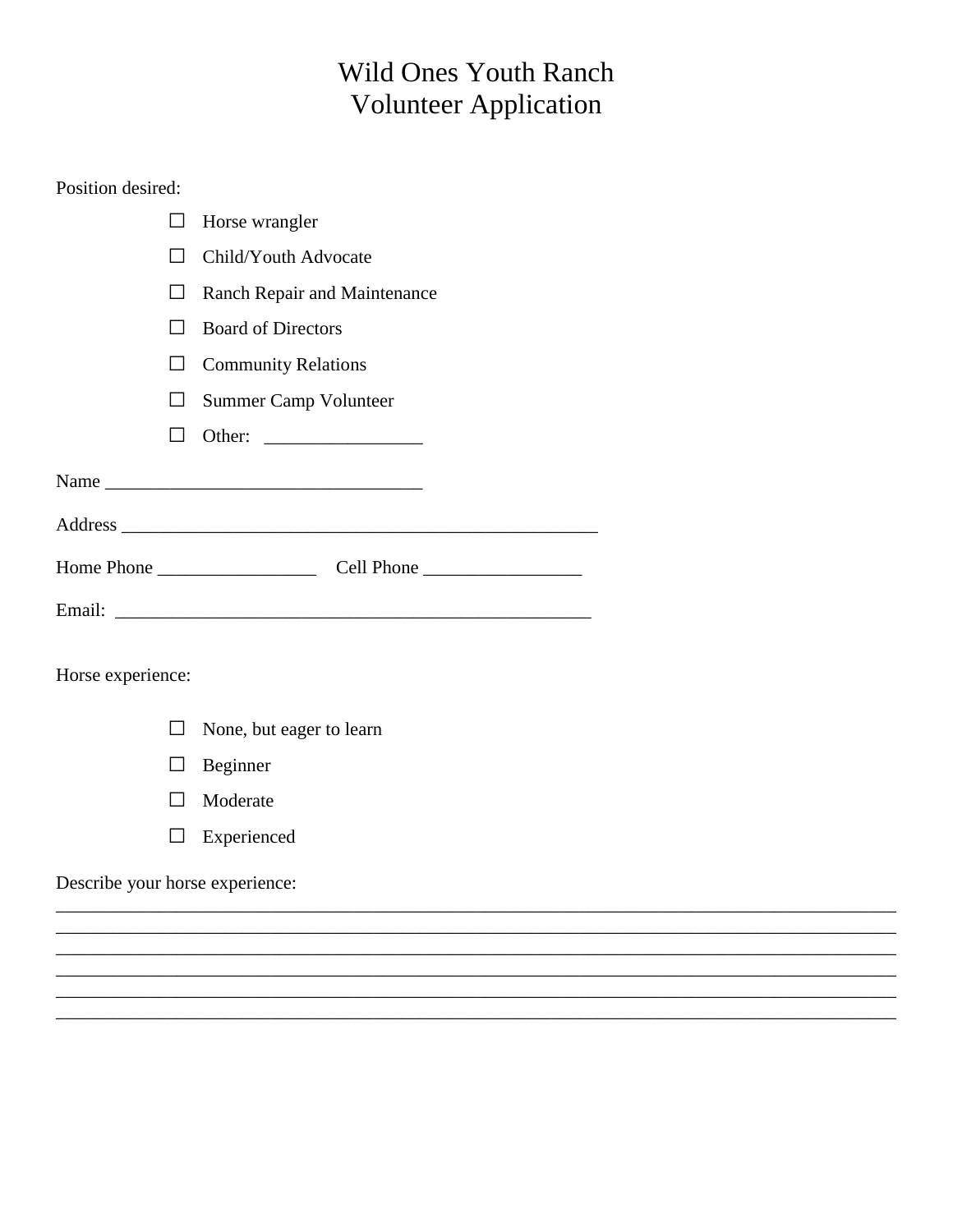# Wild Ones Youth Ranch
# Volunteer Application

Position desired:

- ☐ Horse wrangler
- ☐ Child/Youth Advocate
- ☐ Ranch Repair and Maintenance
- ☐ Board of Directors
- ☐ Community Relations
- ☐ Summer Camp Volunteer
- ☐ Other: _________________

Name __________________________________

Address ____________________________________________________

Home Phone _________________ Cell Phone _________________

Email: ____________________________________________________

Horse experience:

- ☐ None, but eager to learn
- ☐ Beginner
- ☐ Moderate
- ☐ Experienced

Describe your horse experience:
____________________________________________________________________________________
____________________________________________________________________________________
____________________________________________________________________________________
____________________________________________________________________________________
____________________________________________________________________________________
____________________________________________________________________________________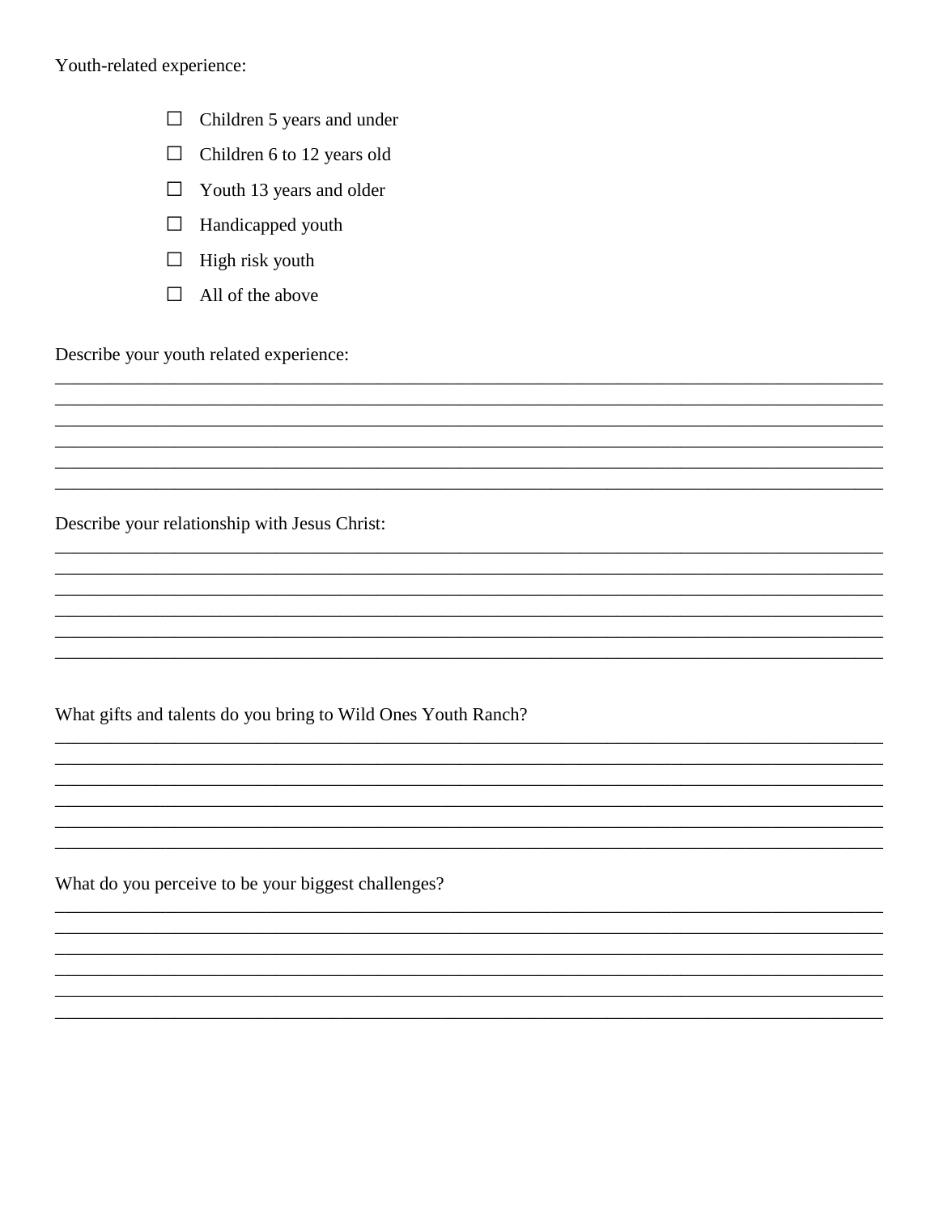Youth-related experience:

- ☐ Children 5 years and under
- ☐ Children 6 to 12 years old
- ☐ Youth 13 years and older
- ☐ Handicapped youth
- ☐ High risk youth
- ☐ All of the above

Describe your youth related experience:

______________________________________________________________________________
______________________________________________________________________________
______________________________________________________________________________
______________________________________________________________________________
______________________________________________________________________________
______________________________________________________________________________

Describe your relationship with Jesus Christ:

______________________________________________________________________________
______________________________________________________________________________
______________________________________________________________________________
______________________________________________________________________________
______________________________________________________________________________
______________________________________________________________________________

What gifts and talents do you bring to Wild Ones Youth Ranch?

______________________________________________________________________________
______________________________________________________________________________
______________________________________________________________________________
______________________________________________________________________________
______________________________________________________________________________
______________________________________________________________________________

What do you perceive to be your biggest challenges?

______________________________________________________________________________
______________________________________________________________________________
______________________________________________________________________________
______________________________________________________________________________
______________________________________________________________________________
______________________________________________________________________________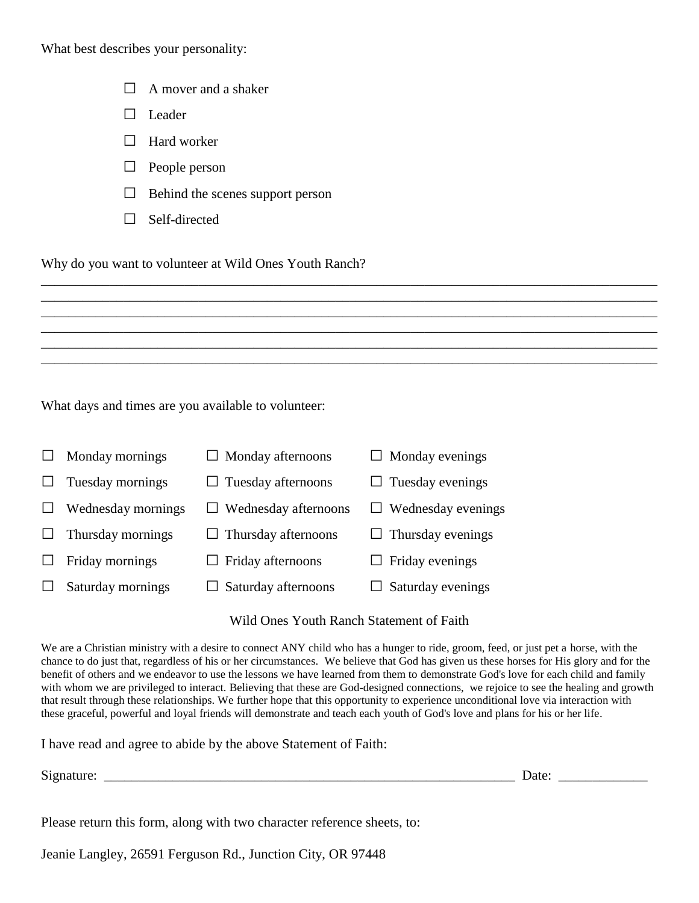What best describes your personality:

- ☐ A mover and a shaker
- ☐ Leader
- ☐ Hard worker
- ☐ People person
- ☐ Behind the scenes support person
- ☐ Self-directed

Why do you want to volunteer at Wild Ones Youth Ranch?

______________________________________________________________________________________
______________________________________________________________________________________
______________________________________________________________________________________
______________________________________________________________________________________
______________________________________________________________________________________
______________________________________________________________________________________

What days and times are you available to volunteer:

| | | |
|---|---|---|
| ☐ Monday mornings | ☐ Monday afternoons | ☐ Monday evenings |
| ☐ Tuesday mornings | ☐ Tuesday afternoons | ☐ Tuesday evenings |
| ☐ Wednesday mornings | ☐ Wednesday afternoons | ☐ Wednesday evenings |
| ☐ Thursday mornings | ☐ Thursday afternoons | ☐ Thursday evenings |
| ☐ Friday mornings | ☐ Friday afternoons | ☐ Friday evenings |
| ☐ Saturday mornings | ☐ Saturday afternoons | ☐ Saturday evenings |

## Wild Ones Youth Ranch Statement of Faith

We are a Christian ministry with a desire to connect ANY child who has a hunger to ride, groom, feed, or just pet a horse, with the chance to do just that, regardless of his or her circumstances. We believe that God has given us these horses for His glory and for the benefit of others and we endeavor to use the lessons we have learned from them to demonstrate God's love for each child and family with whom we are privileged to interact. Believing that these are God-designed connections, we rejoice to see the healing and growth that result through these relationships. We further hope that this opportunity to experience unconditional love via interaction with these graceful, powerful and loyal friends will demonstrate and teach each youth of God's love and plans for his or her life.

I have read and agree to abide by the above Statement of Faith:

Signature: ____________________________________________________________ Date: ____________

Please return this form, along with two character reference sheets, to:

Jeanie Langley, 26591 Ferguson Rd., Junction City, OR 97448